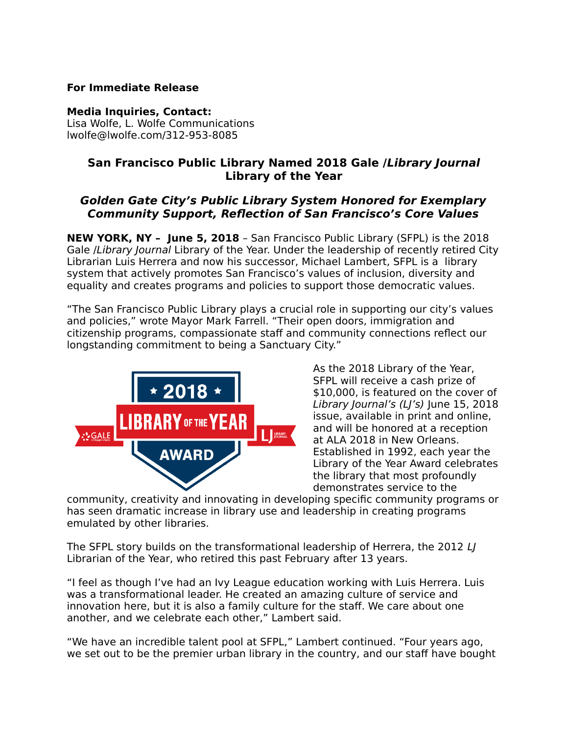**For Immediate Release**

**Media Inquiries, Contact:**
Lisa Wolfe, L. Wolfe Communications
lwolfe@lwolfe.com/312-953-8085

## San Francisco Public Library Named 2018 Gale /*Library Journal* Library of the Year

### *Golden Gate City's Public Library System Honored for Exemplary Community Support, Reflection of San Francisco's Core Values*

**NEW YORK, NY – June 5, 2018** – San Francisco Public Library (SFPL) is the 2018 Gale /*Library Journal* Library of the Year. Under the leadership of recently retired City Librarian Luis Herrera and now his successor, Michael Lambert, SFPL is a library system that actively promotes San Francisco's values of inclusion, diversity and equality and creates programs and policies to support those democratic values.

"The San Francisco Public Library plays a crucial role in supporting our city's values and policies," wrote Mayor Mark Farrell. "Their open doors, immigration and citizenship programs, compassionate staff and community connections reflect our longstanding commitment to being a Sanctuary City."

As the 2018 Library of the Year, SFPL will receive a cash prize of $10,000, is featured on the cover of *Library Journal's (LJ's)* June 15, 2018 issue, available in print and online, and will be honored at a reception at ALA 2018 in New Orleans. Established in 1992, each year the Library of the Year Award celebrates the library that most profoundly demonstrates service to the community, creativity and innovating in developing specific community programs or has seen dramatic increase in library use and leadership in creating programs emulated by other libraries.

The SFPL story builds on the transformational leadership of Herrera, the 2012 *LJ* Librarian of the Year, who retired this past February after 13 years.

"I feel as though I've had an Ivy League education working with Luis Herrera. Luis was a transformational leader. He created an amazing culture of service and innovation here, but it is also a family culture for the staff. We care about one another, and we celebrate each other," Lambert said.

"We have an incredible talent pool at SFPL," Lambert continued. "Four years ago, we set out to be the premier urban library in the country, and our staff have bought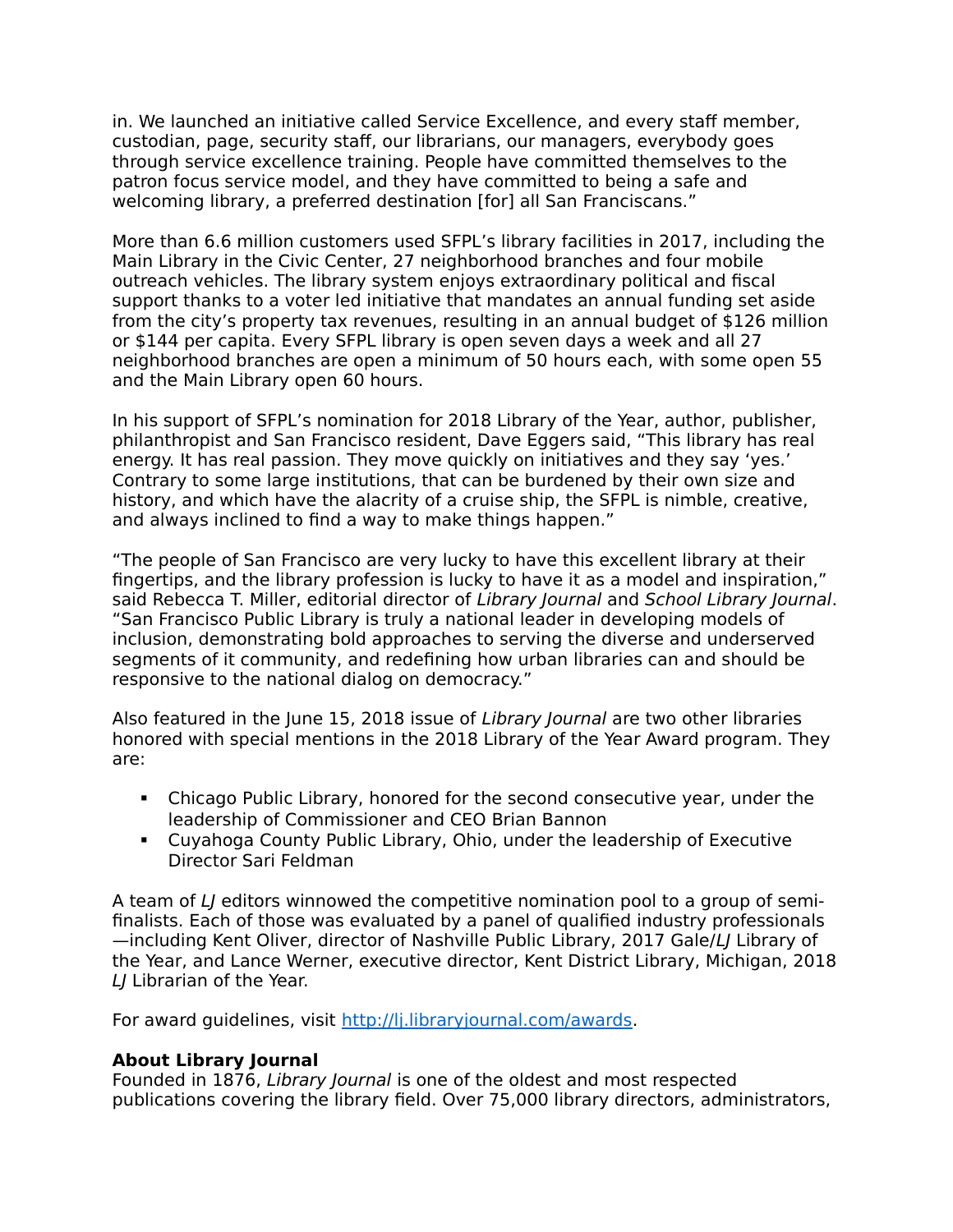in. We launched an initiative called Service Excellence, and every staff member, custodian, page, security staff, our librarians, our managers, everybody goes through service excellence training. People have committed themselves to the patron focus service model, and they have committed to being a safe and welcoming library, a preferred destination [for] all San Franciscans."

More than 6.6 million customers used SFPL's library facilities in 2017, including the Main Library in the Civic Center, 27 neighborhood branches and four mobile outreach vehicles. The library system enjoys extraordinary political and fiscal support thanks to a voter led initiative that mandates an annual funding set aside from the city's property tax revenues, resulting in an annual budget of $126 million or $144 per capita. Every SFPL library is open seven days a week and all 27 neighborhood branches are open a minimum of 50 hours each, with some open 55 and the Main Library open 60 hours.

In his support of SFPL's nomination for 2018 Library of the Year, author, publisher, philanthropist and San Francisco resident, Dave Eggers said, "This library has real energy. It has real passion. They move quickly on initiatives and they say 'yes.' Contrary to some large institutions, that can be burdened by their own size and history, and which have the alacrity of a cruise ship, the SFPL is nimble, creative, and always inclined to find a way to make things happen."

"The people of San Francisco are very lucky to have this excellent library at their fingertips, and the library profession is lucky to have it as a model and inspiration," said Rebecca T. Miller, editorial director of *Library Journal* and *School Library Journal*. "San Francisco Public Library is truly a national leader in developing models of inclusion, demonstrating bold approaches to serving the diverse and underserved segments of it community, and redefining how urban libraries can and should be responsive to the national dialog on democracy."

Also featured in the June 15, 2018 issue of *Library Journal* are two other libraries honored with special mentions in the 2018 Library of the Year Award program. They are:

- Chicago Public Library, honored for the second consecutive year, under the leadership of Commissioner and CEO Brian Bannon
- Cuyahoga County Public Library, Ohio, under the leadership of Executive Director Sari Feldman

A team of *LJ* editors winnowed the competitive nomination pool to a group of semi-finalists. Each of those was evaluated by a panel of qualified industry professionals —including Kent Oliver, director of Nashville Public Library, 2017 Gale/*LJ* Library of the Year, and Lance Werner, executive director, Kent District Library, Michigan, 2018 *LJ* Librarian of the Year.

For award guidelines, visit [http://lj.libraryjournal.com/awards](http://lj.libraryjournal.com/awards).

**About Library Journal**
Founded in 1876, *Library Journal* is one of the oldest and most respected publications covering the library field. Over 75,000 library directors, administrators,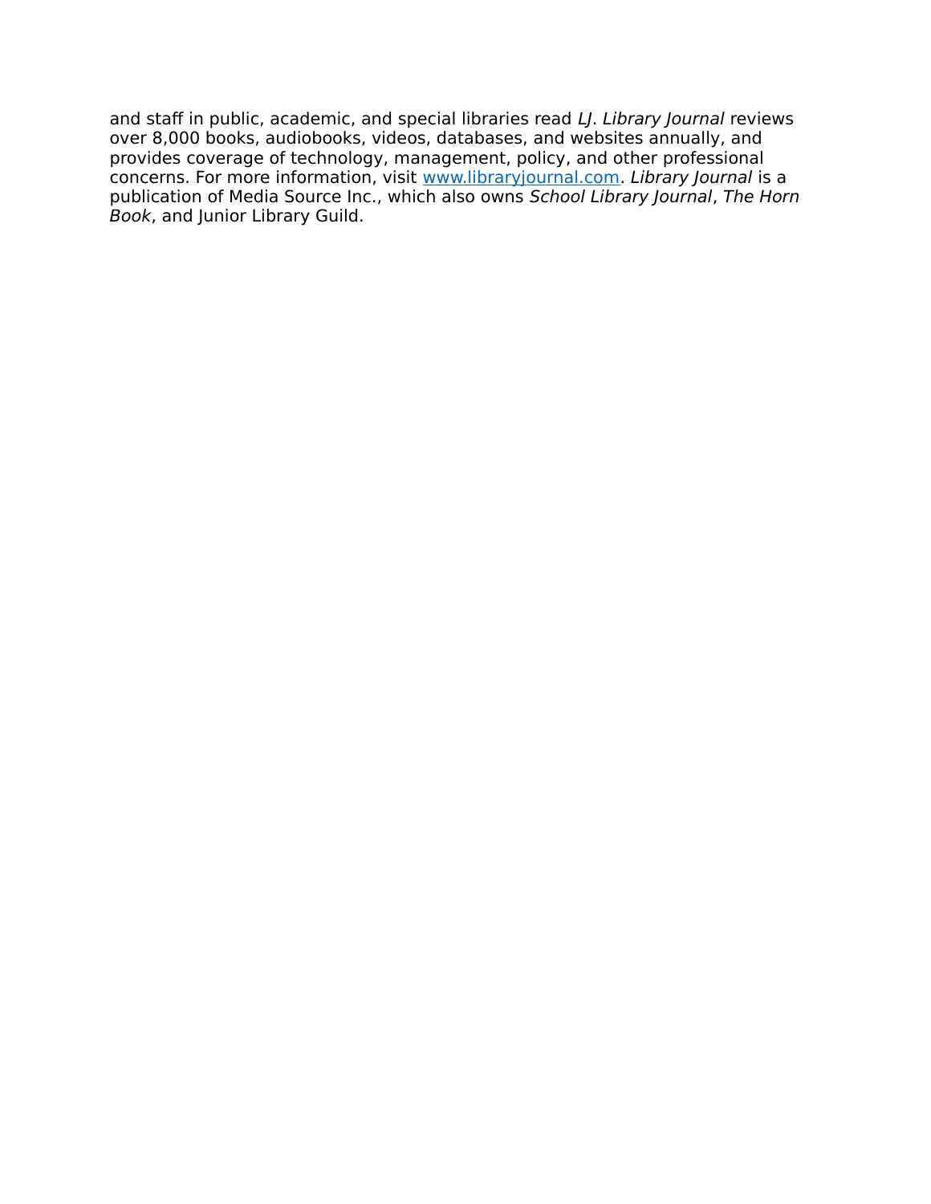and staff in public, academic, and special libraries read *LJ*. *Library Journal* reviews over 8,000 books, audiobooks, videos, databases, and websites annually, and provides coverage of technology, management, policy, and other professional concerns. For more information, visit [www.libraryjournal.com](http://www.libraryjournal.com). *Library Journal* is a publication of Media Source Inc., which also owns *School Library Journal*, *The Horn Book*, and Junior Library Guild.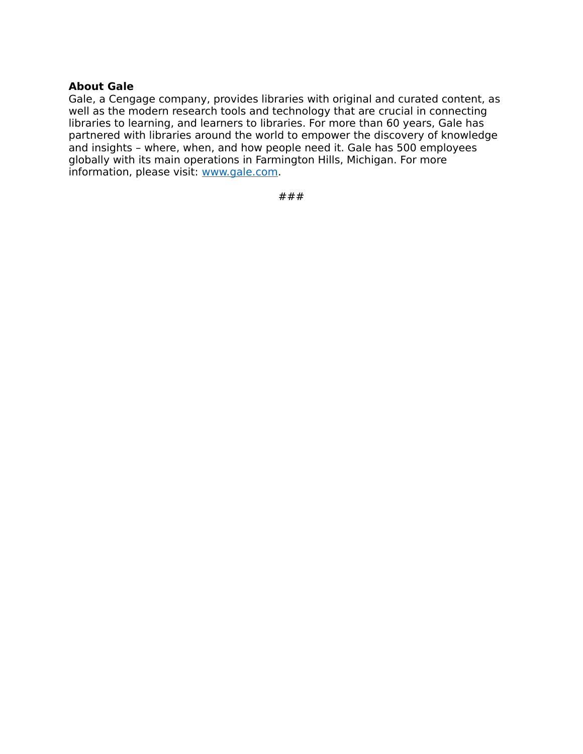**About Gale**
Gale, a Cengage company, provides libraries with original and curated content, as well as the modern research tools and technology that are crucial in connecting libraries to learning, and learners to libraries. For more than 60 years, Gale has partnered with libraries around the world to empower the discovery of knowledge and insights – where, when, and how people need it. Gale has 500 employees globally with its main operations in Farmington Hills, Michigan. For more information, please visit: [www.gale.com](http://www.gale.com).

###